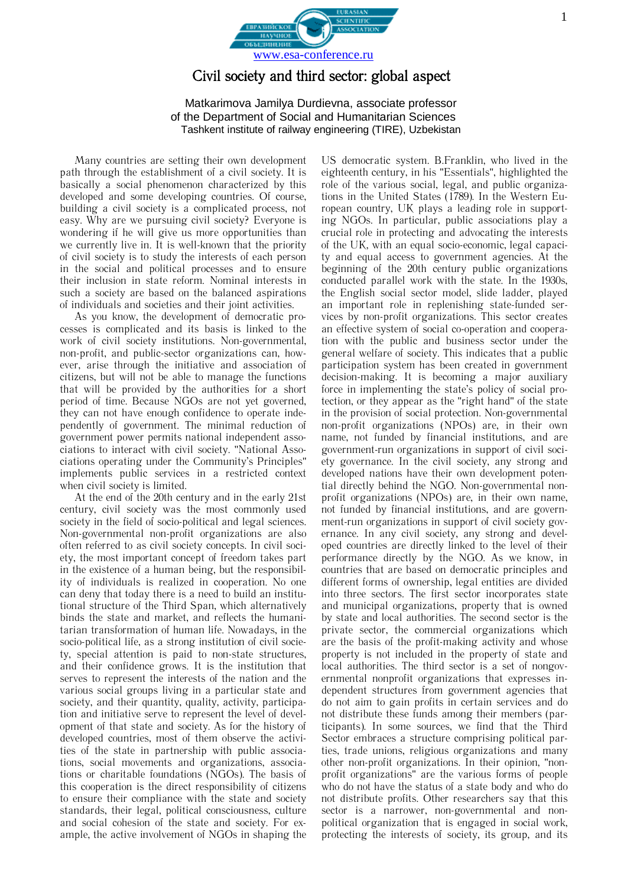# Civil society and third sector: global aspect

Matkarimova Jamilya Durdievna, associate professor of the Department of Social and Humanitarian Sciences
Tashkent institute of railway engineering (TIRE), Uzbekistan

Many countries are setting their own development path through the establishment of a civil society. It is basically a social phenomenon characterized by this developed and some developing countries. Of course, building a civil society is a complicated process, not easy. Why are we pursuing civil society? Everyone is wondering if he will give us more opportunities than we currently live in. It is well-known that the priority of civil society is to study the interests of each person in the social and political processes and to ensure their inclusion in state reform. Nominal interests in such a society are based on the balanced aspirations of individuals and societies and their joint activities.

As you know, the development of democratic processes is complicated and its basis is linked to the work of civil society institutions. Non-governmental, non-profit, and public-sector organizations can, however, arise through the initiative and association of citizens, but will not be able to manage the functions that will be provided by the authorities for a short period of time. Because NGOs are not yet governed, they can not have enough confidence to operate independently of government. The minimal reduction of government power permits national independent associations to interact with civil society. "National Associations operating under the Community's Principles" implements public services in a restricted context when civil society is limited.

At the end of the 20th century and in the early 21st century, civil society was the most commonly used society in the field of socio-political and legal sciences. Non-governmental non-profit organizations are also often referred to as civil society concepts. In civil society, the most important concept of freedom takes part in the existence of a human being, but the responsibility of individuals is realized in cooperation. No one can deny that today there is a need to build an institutional structure of the Third Span, which alternatively binds the state and market, and reflects the humanitarian transformation of human life. Nowadays, in the socio-political life, as a strong institution of civil society, special attention is paid to non-state structures, and their confidence grows. It is the institution that serves to represent the interests of the nation and the various social groups living in a particular state and society, and their quantity, quality, activity, participation and initiative serve to represent the level of development of that state and society. As for the history of developed countries, most of them observe the activities of the state in partnership with public associations, social movements and organizations, associations or charitable foundations (NGOs). The basis of this cooperation is the direct responsibility of citizens to ensure their compliance with the state and society standards, their legal, political consciousness, culture and social cohesion of the state and society. For example, the active involvement of NGOs in shaping the US democratic system. B.Franklin, who lived in the eighteenth century, in his "Essentials", highlighted the role of the various social, legal, and public organizations in the United States (1789). In the Western European country, UK plays a leading role in supporting NGOs. In particular, public associations play a crucial role in protecting and advocating the interests of the UK, with an equal socio-economic, legal capacity and equal access to government agencies. At the beginning of the 20th century public organizations conducted parallel work with the state. In the 1930s, the English social sector model, slide ladder, played an important role in replenishing state-funded services by non-profit organizations. This sector creates an effective system of social co-operation and cooperation with the public and business sector under the general welfare of society. This indicates that a public participation system has been created in government decision-making. It is becoming a major auxiliary force in implementing the state's policy of social protection, or they appear as the "right hand" of the state in the provision of social protection. Non-governmental non-profit organizations (NPOs) are, in their own name, not funded by financial institutions, and are government-run organizations in support of civil society governance. In the civil society, any strong and developed nations have their own development potential directly behind the NGO. Non-governmental non-profit organizations (NPOs) are, in their own name, not funded by financial institutions, and are government-run organizations in support of civil society governance. In any civil society, any strong and developed countries are directly linked to the level of their performance directly by the NGO. As we know, in countries that are based on democratic principles and different forms of ownership, legal entities are divided into three sectors. The first sector incorporates state and municipal organizations, property that is owned by state and local authorities. The second sector is the private sector, the commercial organizations which are the basis of the profit-making activity and whose property is not included in the property of state and local authorities. The third sector is a set of nongovernmental nonprofit organizations that expresses independent structures from government agencies that do not aim to gain profits in certain services and do not distribute these funds among their members (participants). In some sources, we find that the Third Sector embraces a structure comprising political parties, trade unions, religious organizations and many other non-profit organizations. In their opinion, "non-profit organizations" are the various forms of people who do not have the status of a state body and who do not distribute profits. Other researchers say that this sector is a narrower, non-governmental and non-political organization that is engaged in social work, protecting the interests of society, its group, and its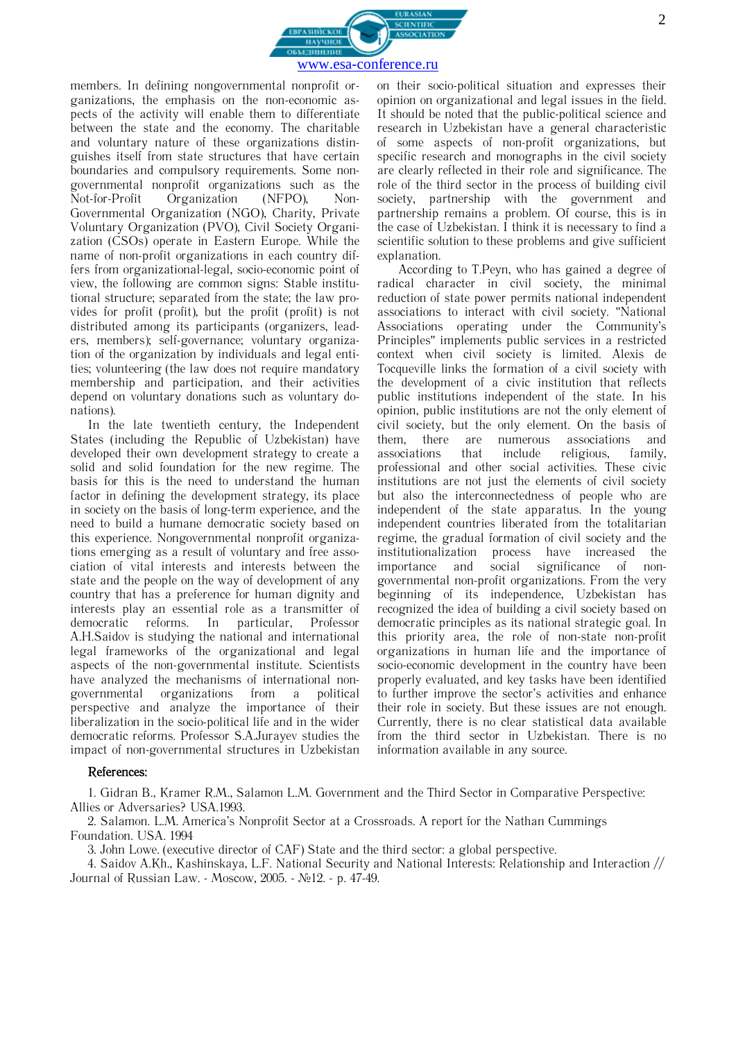members. In defining nongovernmental nonprofit organizations, the emphasis on the non-economic aspects of the activity will enable them to differentiate between the state and the economy. The charitable and voluntary nature of these organizations distinguishes itself from state structures that have certain boundaries and compulsory requirements. Some nongovernmental nonprofit organizations such as the Not-for-Profit Organization (NFPO), Non-Governmental Organization (NGO), Charity, Private Voluntary Organization (PVO), Civil Society Organization (CSOs) operate in Eastern Europe. While the name of non-profit organizations in each country differs from organizational-legal, socio-economic point of view, the following are common signs: Stable institutional structure; separated from the state; the law provides for profit (profit), but the profit (profit) is not distributed among its participants (organizers, leaders, members); self-governance; voluntary organization of the organization by individuals and legal entities; volunteering (the law does not require mandatory membership and participation, and their activities depend on voluntary donations such as voluntary donations).

In the late twentieth century, the Independent States (including the Republic of Uzbekistan) have developed their own development strategy to create a solid and solid foundation for the new regime. The basis for this is the need to understand the human factor in defining the development strategy, its place in society on the basis of long-term experience, and the need to build a humane democratic society based on this experience. Nongovernmental nonprofit organizations emerging as a result of voluntary and free association of vital interests and interests between the state and the people on the way of development of any country that has a preference for human dignity and interests play an essential role as a transmitter of democratic reforms. In particular, Professor A.H.Saidov is studying the national and international legal frameworks of the organizational and legal aspects of the non-governmental institute. Scientists have analyzed the mechanisms of international nongovernmental organizations from a political perspective and analyze the importance of their liberalization in the socio-political life and in the wider democratic reforms. Professor S.A.Jurayev studies the impact of non-governmental structures in Uzbekistan on their socio-political situation and expresses their opinion on organizational and legal issues in the field. It should be noted that the public-political science and research in Uzbekistan have a general characteristic of some aspects of non-profit organizations, but specific research and monographs in the civil society are clearly reflected in their role and significance. The role of the third sector in the process of building civil society, partnership with the government and partnership remains a problem. Of course, this is in the case of Uzbekistan. I think it is necessary to find a scientific solution to these problems and give sufficient explanation.

According to T.Peyn, who has gained a degree of radical character in civil society, the minimal reduction of state power permits national independent associations to interact with civil society. "National Associations operating under the Community's Principles" implements public services in a restricted context when civil society is limited. Alexis de Tocqueville links the formation of a civil society with the development of a civic institution that reflects public institutions independent of the state. In his opinion, public institutions are not the only element of civil society, but the only element. On the basis of them, there are numerous associations and associations that include religious, family, professional and other social activities. These civic institutions are not just the elements of civil society but also the interconnectedness of people who are independent of the state apparatus. In the young independent countries liberated from the totalitarian regime, the gradual formation of civil society and the institutionalization process have increased the importance and social significance of non-governmental non-profit organizations. From the very beginning of its independence, Uzbekistan has recognized the idea of building a civil society based on democratic principles as its national strategic goal. In this priority area, the role of non-state non-profit organizations in human life and the importance of socio-economic development in the country have been properly evaluated, and key tasks have been identified to further improve the sector's activities and enhance their role in society. But these issues are not enough. Currently, there is no clear statistical data available from the third sector in Uzbekistan. There is no information available in any source.

**References:**

1. Gidran B., Kramer R.M., Salamon L.M. Government and the Third Sector in Comparative Perspective: Allies or Adversaries? USA.1993.
2. Salamon. L.M. America's Nonprofit Sector at a Crossroads. A report for the Nathan Cummings Foundation. USA. 1994
3. John Lowe. (executive director of CAF) State and the third sector: a global perspective.
4. Saidov A.Kh., Kashinskaya, L.F. National Security and National Interests: Relationship and Interaction // Journal of Russian Law. - Moscow, 2005. - №12. - p. 47-49.